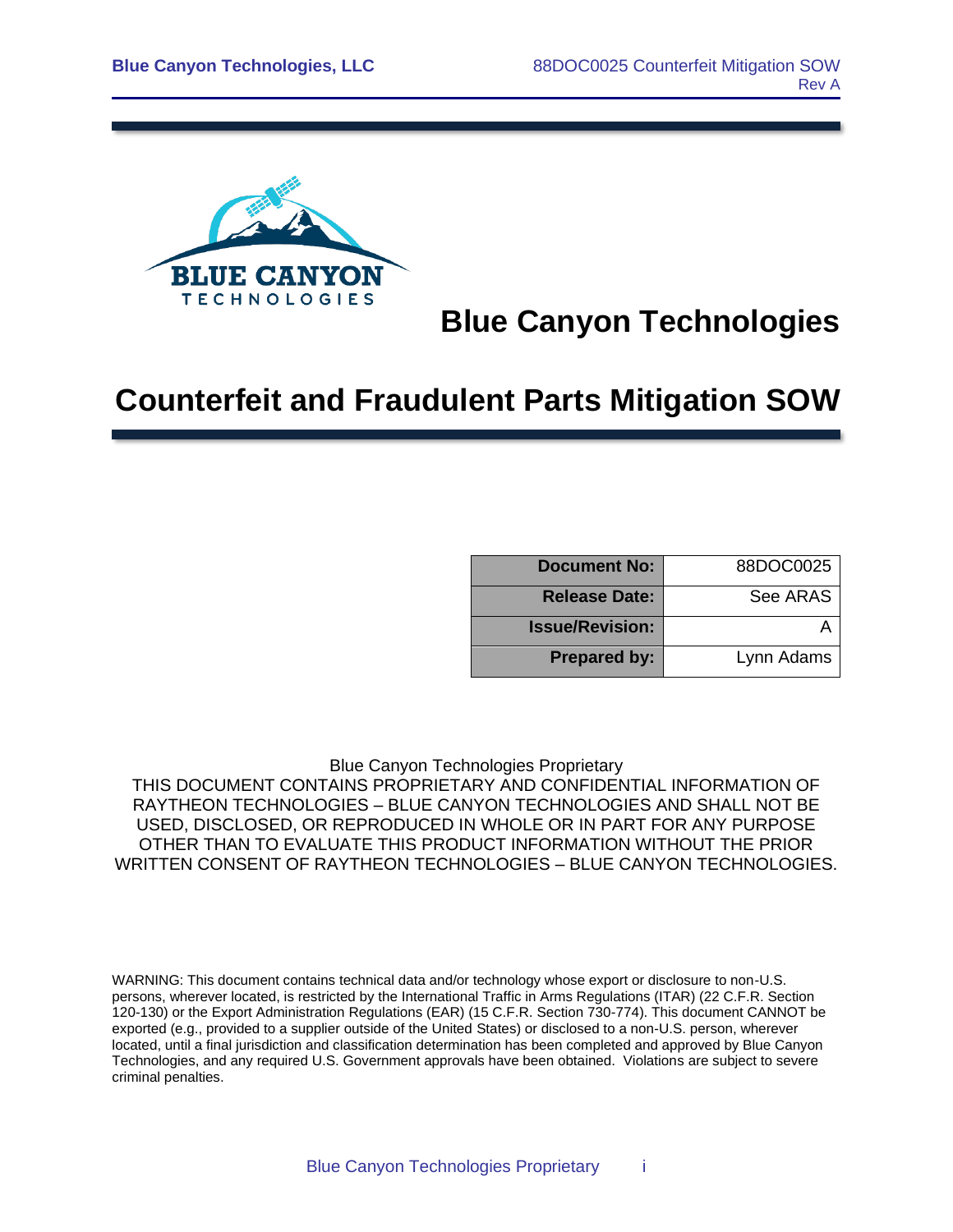# Blue Canyon Technologies

# Counterfeit and Fraudulent Parts Mitigation SOW

| Document No: | 88DOC0025 |
|---|---|
| Release Date: | See ARAS |
| Issue/Revision: | A |
| Prepared by: | Lynn Adams |

Blue Canyon Technologies Proprietary
THIS DOCUMENT CONTAINS PROPRIETARY AND CONFIDENTIAL INFORMATION OF RAYTHEON TECHNOLOGIES – BLUE CANYON TECHNOLOGIES AND SHALL NOT BE USED, DISCLOSED, OR REPRODUCED IN WHOLE OR IN PART FOR ANY PURPOSE OTHER THAN TO EVALUATE THIS PRODUCT INFORMATION WITHOUT THE PRIOR WRITTEN CONSENT OF RAYTHEON TECHNOLOGIES – BLUE CANYON TECHNOLOGIES.

WARNING: This document contains technical data and/or technology whose export or disclosure to non-U.S. persons, wherever located, is restricted by the International Traffic in Arms Regulations (ITAR) (22 C.F.R. Section 120-130) or the Export Administration Regulations (EAR) (15 C.F.R. Section 730-774). This document CANNOT be exported (e.g., provided to a supplier outside of the United States) or disclosed to a non-U.S. person, wherever located, until a final jurisdiction and classification determination has been completed and approved by Blue Canyon Technologies, and any required U.S. Government approvals have been obtained. Violations are subject to severe criminal penalties.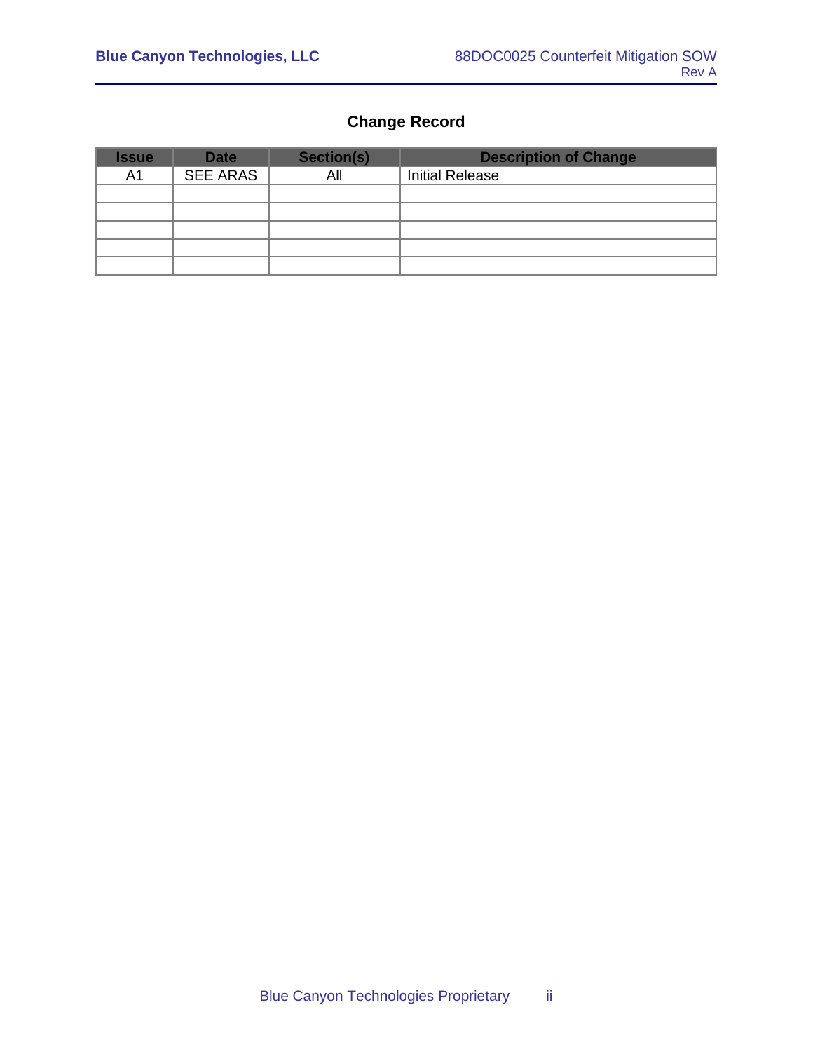## Change Record

| Issue | Date | Section(s) | Description of Change |
|---|---|---|---|
| A1 | SEE ARAS | All | Initial Release |
| | | | |
| | | | |
| | | | |
| | | | |
| | | | |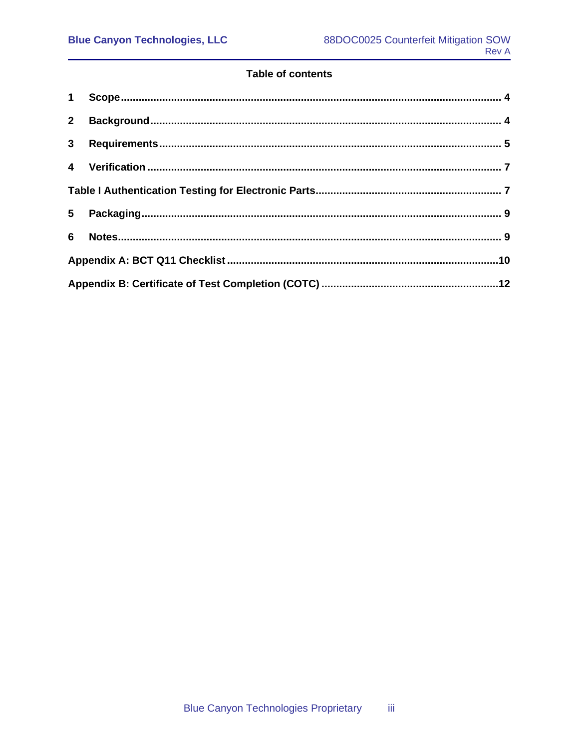## Table of contents

1 Scope ..... 4

2 Background ..... 4

3 Requirements ..... 5

4 Verification ..... 7

Table I Authentication Testing for Electronic Parts ..... 7

5 Packaging ..... 9

6 Notes ..... 9

Appendix A: BCT Q11 Checklist ..... 10

Appendix B: Certificate of Test Completion (COTC) ..... 12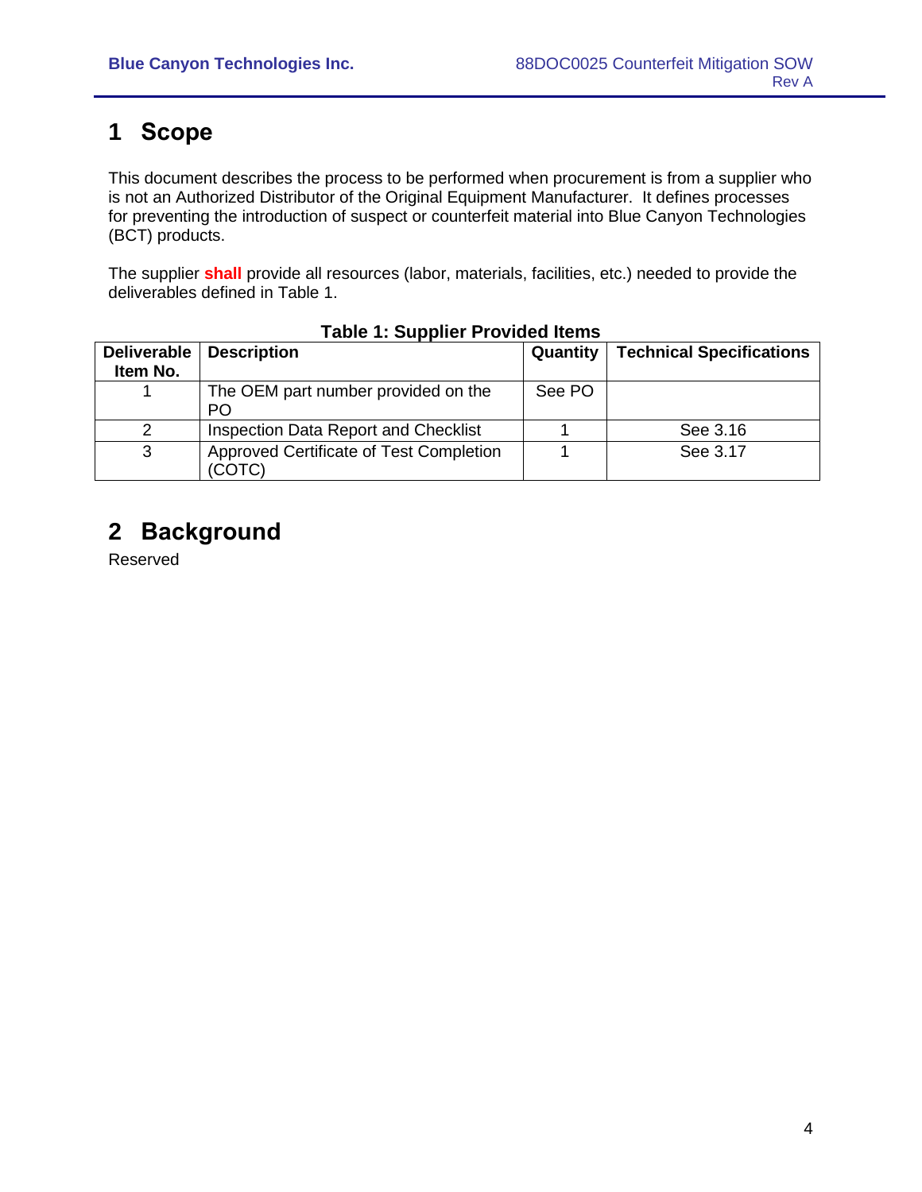# 1 Scope

This document describes the process to be performed when procurement is from a supplier who is not an Authorized Distributor of the Original Equipment Manufacturer. It defines processes for preventing the introduction of suspect or counterfeit material into Blue Canyon Technologies (BCT) products.

The supplier **shall** provide all resources (labor, materials, facilities, etc.) needed to provide the deliverables defined in Table 1.

**Table 1: Supplier Provided Items**

| Deliverable Item No. | Description | Quantity | Technical Specifications |
|---|---|---|---|
| 1 | The OEM part number provided on the PO | See PO | |
| 2 | Inspection Data Report and Checklist | 1 | See 3.16 |
| 3 | Approved Certificate of Test Completion (COTC) | 1 | See 3.17 |

# 2 Background

Reserved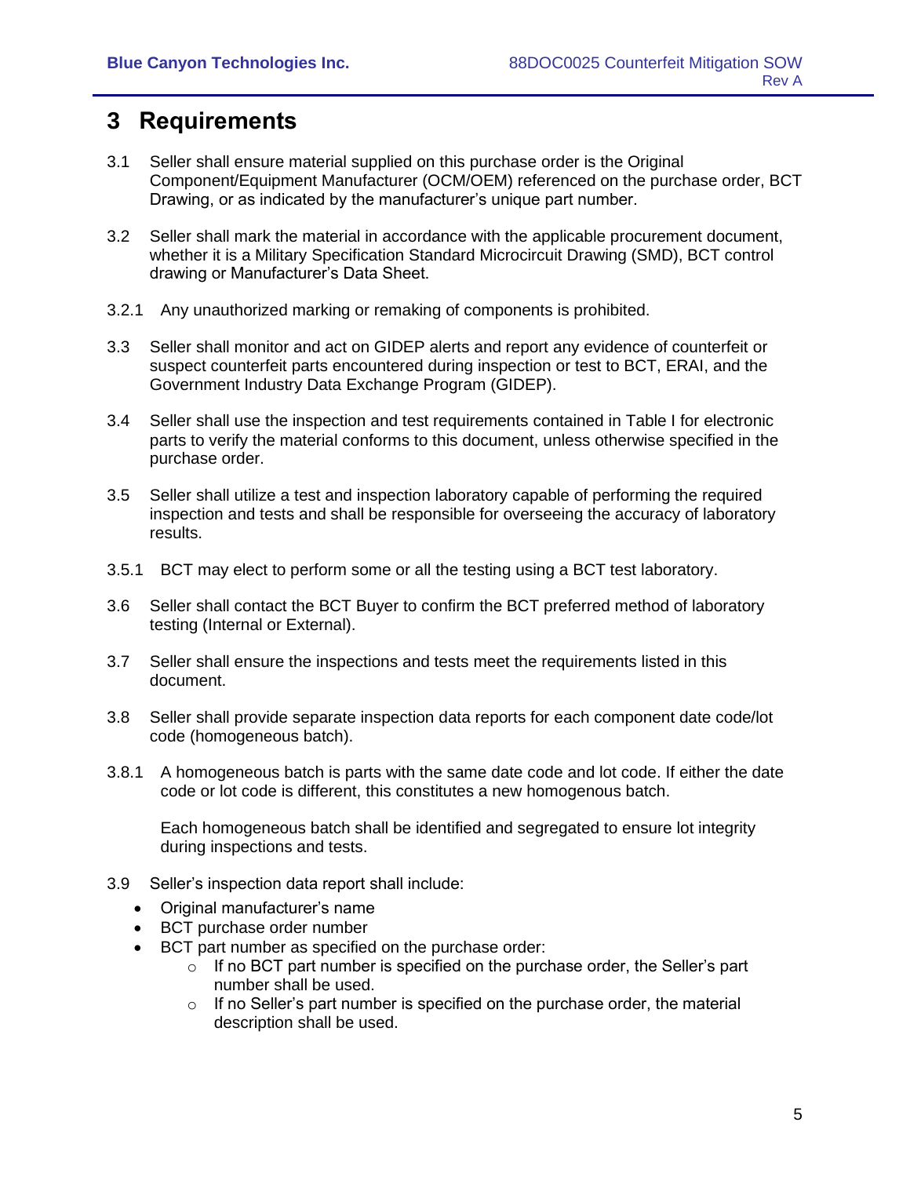# 3 Requirements

3.1 Seller shall ensure material supplied on this purchase order is the Original Component/Equipment Manufacturer (OCM/OEM) referenced on the purchase order, BCT Drawing, or as indicated by the manufacturer's unique part number.

3.2 Seller shall mark the material in accordance with the applicable procurement document, whether it is a Military Specification Standard Microcircuit Drawing (SMD), BCT control drawing or Manufacturer's Data Sheet.

3.2.1 Any unauthorized marking or remaking of components is prohibited.

3.3 Seller shall monitor and act on GIDEP alerts and report any evidence of counterfeit or suspect counterfeit parts encountered during inspection or test to BCT, ERAI, and the Government Industry Data Exchange Program (GIDEP).

3.4 Seller shall use the inspection and test requirements contained in Table I for electronic parts to verify the material conforms to this document, unless otherwise specified in the purchase order.

3.5 Seller shall utilize a test and inspection laboratory capable of performing the required inspection and tests and shall be responsible for overseeing the accuracy of laboratory results.

3.5.1 BCT may elect to perform some or all the testing using a BCT test laboratory.

3.6 Seller shall contact the BCT Buyer to confirm the BCT preferred method of laboratory testing (Internal or External).

3.7 Seller shall ensure the inspections and tests meet the requirements listed in this document.

3.8 Seller shall provide separate inspection data reports for each component date code/lot code (homogeneous batch).

3.8.1 A homogeneous batch is parts with the same date code and lot code. If either the date code or lot code is different, this constitutes a new homogenous batch.

Each homogeneous batch shall be identified and segregated to ensure lot integrity during inspections and tests.

3.9 Seller's inspection data report shall include:

- Original manufacturer's name
- BCT purchase order number
- BCT part number as specified on the purchase order:
  - If no BCT part number is specified on the purchase order, the Seller's part number shall be used.
  - If no Seller's part number is specified on the purchase order, the material description shall be used.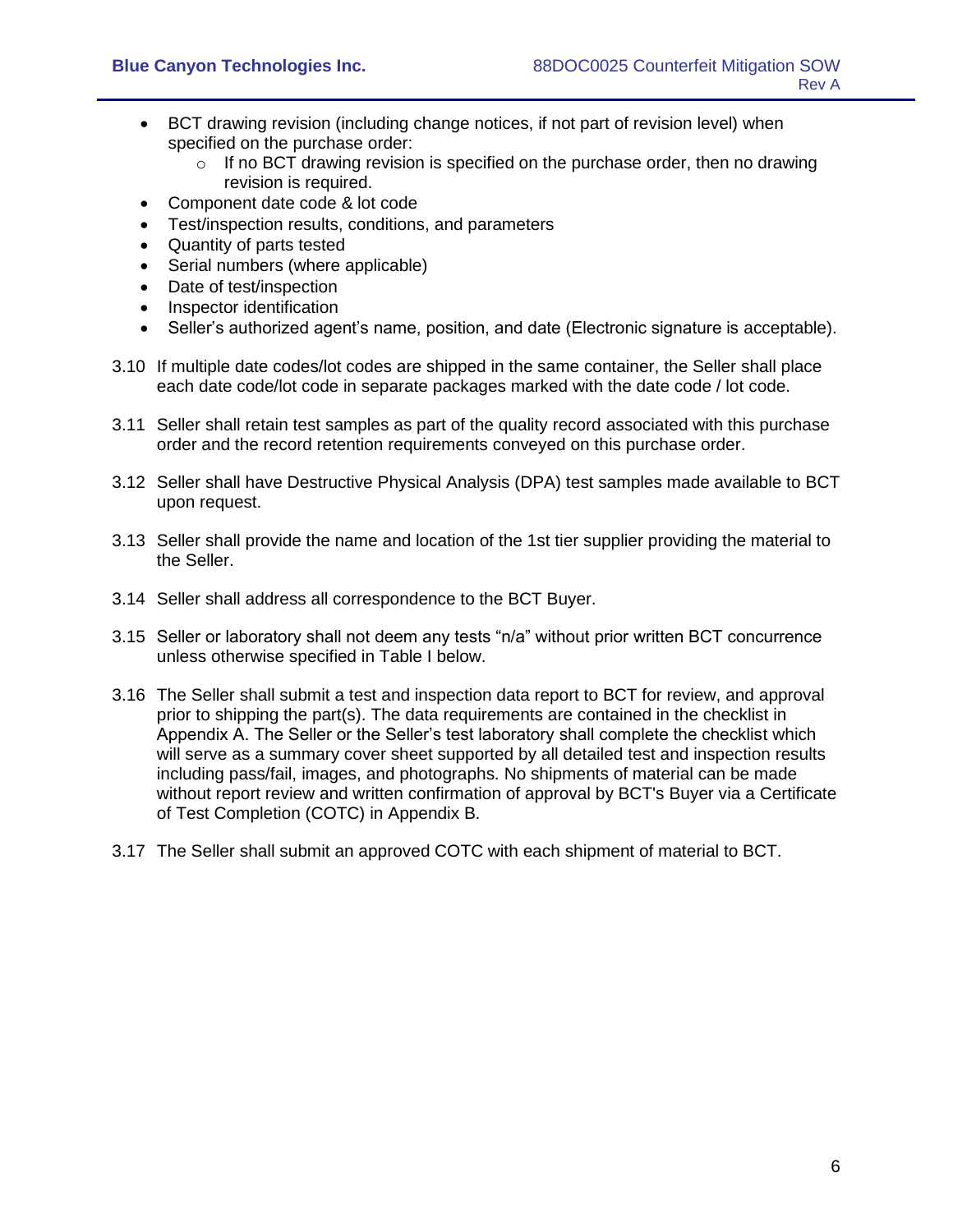- BCT drawing revision (including change notices, if not part of revision level) when specified on the purchase order:
  - If no BCT drawing revision is specified on the purchase order, then no drawing revision is required.
- Component date code & lot code
- Test/inspection results, conditions, and parameters
- Quantity of parts tested
- Serial numbers (where applicable)
- Date of test/inspection
- Inspector identification
- Seller's authorized agent's name, position, and date (Electronic signature is acceptable).

3.10 If multiple date codes/lot codes are shipped in the same container, the Seller shall place each date code/lot code in separate packages marked with the date code / lot code.

3.11 Seller shall retain test samples as part of the quality record associated with this purchase order and the record retention requirements conveyed on this purchase order.

3.12 Seller shall have Destructive Physical Analysis (DPA) test samples made available to BCT upon request.

3.13 Seller shall provide the name and location of the 1st tier supplier providing the material to the Seller.

3.14 Seller shall address all correspondence to the BCT Buyer.

3.15 Seller or laboratory shall not deem any tests "n/a" without prior written BCT concurrence unless otherwise specified in Table I below.

3.16 The Seller shall submit a test and inspection data report to BCT for review, and approval prior to shipping the part(s). The data requirements are contained in the checklist in Appendix A. The Seller or the Seller's test laboratory shall complete the checklist which will serve as a summary cover sheet supported by all detailed test and inspection results including pass/fail, images, and photographs. No shipments of material can be made without report review and written confirmation of approval by BCT's Buyer via a Certificate of Test Completion (COTC) in Appendix B.

3.17 The Seller shall submit an approved COTC with each shipment of material to BCT.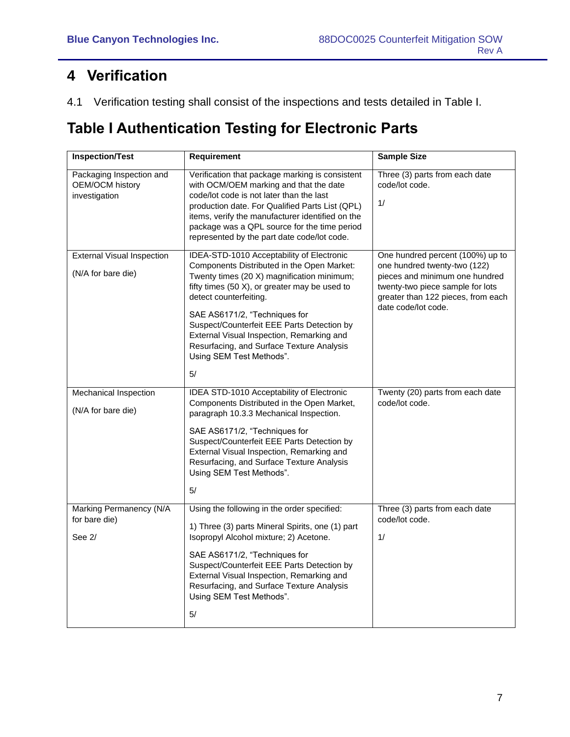# 4 Verification

4.1 Verification testing shall consist of the inspections and tests detailed in Table I.

## Table I Authentication Testing for Electronic Parts

| Inspection/Test | Requirement | Sample Size |
|---|---|---|
| Packaging Inspection and OEM/OCM history investigation | Verification that package marking is consistent with OCM/OEM marking and that the date code/lot code is not later than the last production date. For Qualified Parts List (QPL) items, verify the manufacturer identified on the package was a QPL source for the time period represented by the part date code/lot code. | Three (3) parts from each date code/lot code.<br><br>1/ |
| External Visual Inspection<br><br>(N/A for bare die) | IDEA-STD-1010 Acceptability of Electronic Components Distributed in the Open Market: Twenty times (20 X) magnification minimum; fifty times (50 X), or greater may be used to detect counterfeiting.<br><br>SAE AS6171/2, "Techniques for Suspect/Counterfeit EEE Parts Detection by External Visual Inspection, Remarking and Resurfacing, and Surface Texture Analysis Using SEM Test Methods".<br><br>5/ | One hundred percent (100%) up to one hundred twenty-two (122) pieces and minimum one hundred twenty-two piece sample for lots greater than 122 pieces, from each date code/lot code. |
| Mechanical Inspection<br><br>(N/A for bare die) | IDEA STD-1010 Acceptability of Electronic Components Distributed in the Open Market, paragraph 10.3.3 Mechanical Inspection.<br><br>SAE AS6171/2, "Techniques for Suspect/Counterfeit EEE Parts Detection by External Visual Inspection, Remarking and Resurfacing, and Surface Texture Analysis Using SEM Test Methods".<br><br>5/ | Twenty (20) parts from each date code/lot code. |
| Marking Permanency (N/A for bare die)<br><br>See 2/ | Using the following in the order specified:<br><br>1) Three (3) parts Mineral Spirits, one (1) part Isopropyl Alcohol mixture; 2) Acetone.<br><br>SAE AS6171/2, "Techniques for Suspect/Counterfeit EEE Parts Detection by External Visual Inspection, Remarking and Resurfacing, and Surface Texture Analysis Using SEM Test Methods".<br><br>5/ | Three (3) parts from each date code/lot code.<br><br>1/ |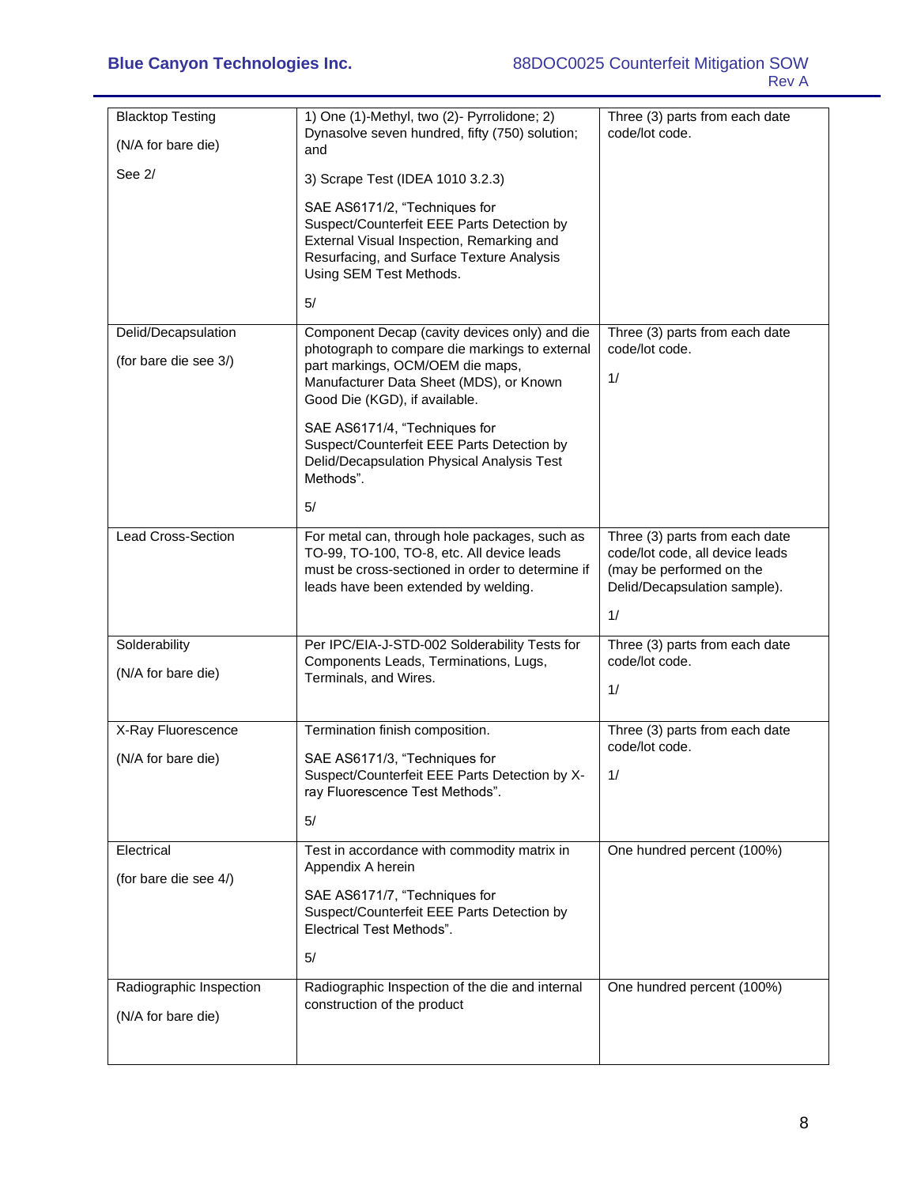| | | |
|---|---|---|
| Blacktop Testing<br><br>(N/A for bare die)<br><br>See 2/ | 1) One (1)-Methyl, two (2)- Pyrrolidone; 2) Dynasolve seven hundred, fifty (750) solution; and<br><br>3) Scrape Test (IDEA 1010 3.2.3)<br><br>SAE AS6171/2, "Techniques for Suspect/Counterfeit EEE Parts Detection by External Visual Inspection, Remarking and Resurfacing, and Surface Texture Analysis Using SEM Test Methods.<br><br>5/ | Three (3) parts from each date code/lot code. |
| Delid/Decapsulation<br><br>(for bare die see 3/) | Component Decap (cavity devices only) and die photograph to compare die markings to external part markings, OCM/OEM die maps, Manufacturer Data Sheet (MDS), or Known Good Die (KGD), if available.<br><br>SAE AS6171/4, "Techniques for Suspect/Counterfeit EEE Parts Detection by Delid/Decapsulation Physical Analysis Test Methods".<br><br>5/ | Three (3) parts from each date code/lot code.<br><br>1/ |
| Lead Cross-Section | For metal can, through hole packages, such as TO-99, TO-100, TO-8, etc. All device leads must be cross-sectioned in order to determine if leads have been extended by welding. | Three (3) parts from each date code/lot code, all device leads (may be performed on the Delid/Decapsulation sample).<br><br>1/ |
| Solderability<br><br>(N/A for bare die) | Per IPC/EIA-J-STD-002 Solderability Tests for Components Leads, Terminations, Lugs, Terminals, and Wires. | Three (3) parts from each date code/lot code.<br><br>1/ |
| X-Ray Fluorescence<br><br>(N/A for bare die) | Termination finish composition.<br><br>SAE AS6171/3, "Techniques for Suspect/Counterfeit EEE Parts Detection by X-ray Fluorescence Test Methods".<br><br>5/ | Three (3) parts from each date code/lot code.<br><br>1/ |
| Electrical<br><br>(for bare die see 4/) | Test in accordance with commodity matrix in Appendix A herein<br><br>SAE AS6171/7, "Techniques for Suspect/Counterfeit EEE Parts Detection by Electrical Test Methods".<br><br>5/ | One hundred percent (100%) |
| Radiographic Inspection<br><br>(N/A for bare die) | Radiographic Inspection of the die and internal construction of the product | One hundred percent (100%) |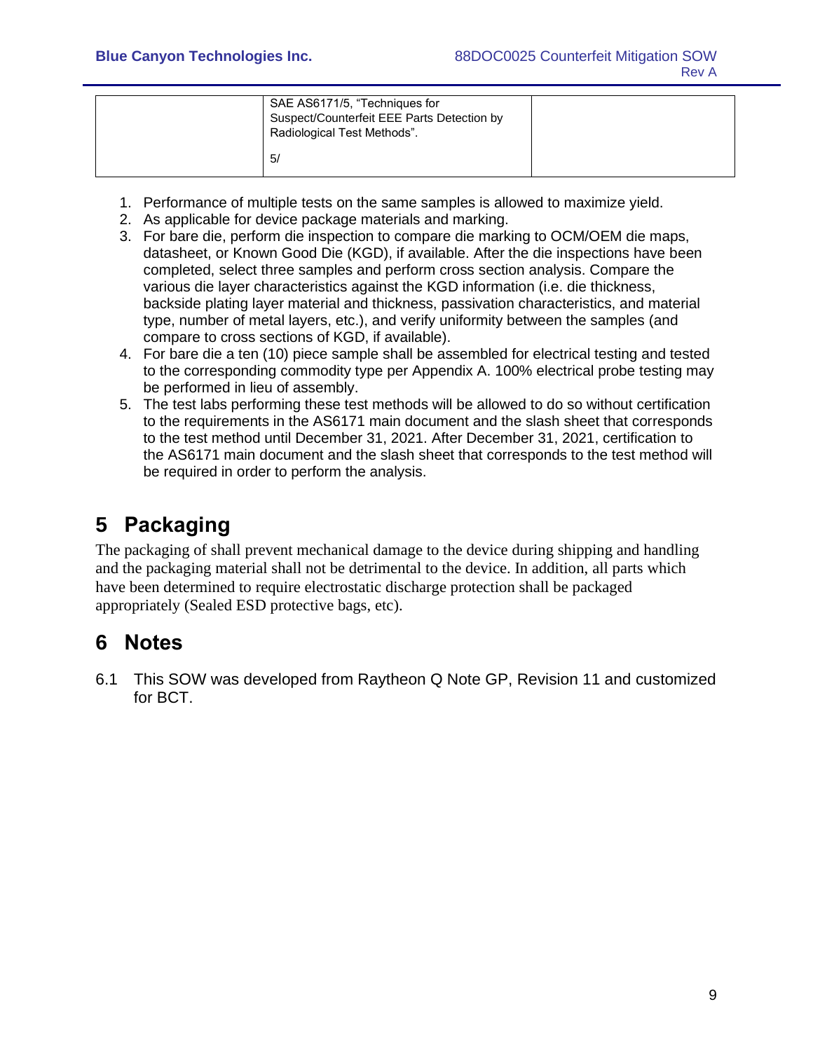|  | SAE AS6171/5, "Techniques for Suspect/Counterfeit EEE Parts Detection by Radiological Test Methods".<br><br>5/ |  |
|---|---|---|

1. Performance of multiple tests on the same samples is allowed to maximize yield.
2. As applicable for device package materials and marking.
3. For bare die, perform die inspection to compare die marking to OCM/OEM die maps, datasheet, or Known Good Die (KGD), if available. After the die inspections have been completed, select three samples and perform cross section analysis. Compare the various die layer characteristics against the KGD information (i.e. die thickness, backside plating layer material and thickness, passivation characteristics, and material type, number of metal layers, etc.), and verify uniformity between the samples (and compare to cross sections of KGD, if available).
4. For bare die a ten (10) piece sample shall be assembled for electrical testing and tested to the corresponding commodity type per Appendix A. 100% electrical probe testing may be performed in lieu of assembly.
5. The test labs performing these test methods will be allowed to do so without certification to the requirements in the AS6171 main document and the slash sheet that corresponds to the test method until December 31, 2021. After December 31, 2021, certification to the AS6171 main document and the slash sheet that corresponds to the test method will be required in order to perform the analysis.

# 5 Packaging

The packaging of shall prevent mechanical damage to the device during shipping and handling and the packaging material shall not be detrimental to the device. In addition, all parts which have been determined to require electrostatic discharge protection shall be packaged appropriately (Sealed ESD protective bags, etc).

# 6 Notes

6.1 This SOW was developed from Raytheon Q Note GP, Revision 11 and customized for BCT.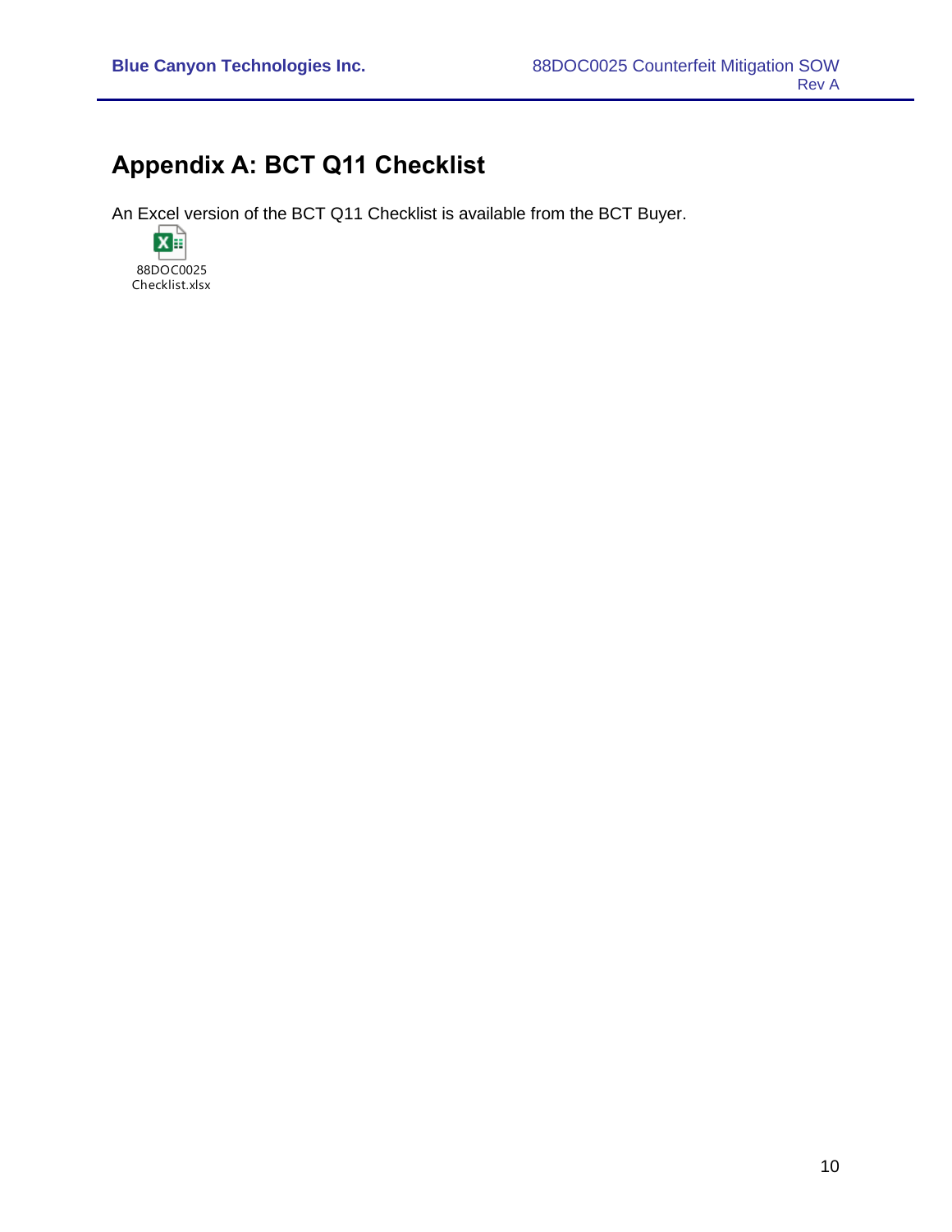# Appendix A: BCT Q11 Checklist

An Excel version of the BCT Q11 Checklist is available from the BCT Buyer.

88DOC0025 Checklist.xlsx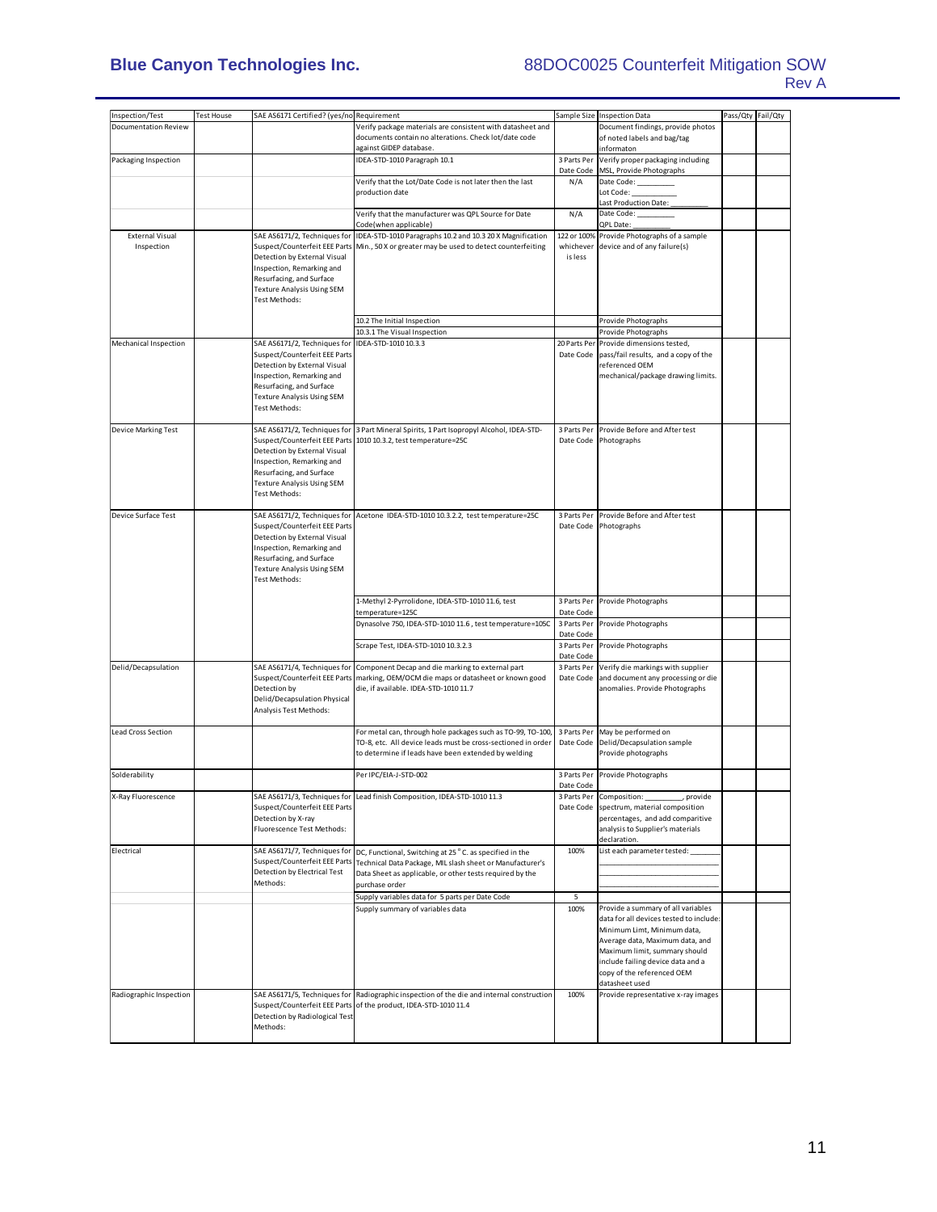| Inspection/Test | Test House | SAE AS6171 Certified? (yes/no) | Requirement | Sample Size | Inspection Data | Pass/Qty | Fail/Qty |
|---|---|---|---|---|---|---|---|
| Documentation Review | | | Verify package materials are consistent with datasheet and documents contain no alterations. Check lot/date code against GIDEP database. | | Document findings, provide photos of noted labels and bag/tag informaton | | |
| Packaging Inspection | | | IDEA-STD-1010 Paragraph 10.1 | 3 Parts Per Date Code | Verify proper packaging including MSL, Provide Photographs | | |
| | | | Verify that the Lot/Date Code is not later then the last production date | N/A | Date Code: _________ Lot Code: _________ Last Production Date: _________ | | |
| | | | Verify that the manufacturer was QPL Source for Date Code(when applicable) | N/A | Date Code: _________ QPL Date: _________ | | |
| External Visual Inspection | | SAE AS6171/2, Techniques for Suspect/Counterfeit EEE Parts Detection by External Visual Inspection, Remarking and Resurfacing, and Surface Texture Analysis Using SEM Test Methods: | IDEA-STD-1010 Paragraphs 10.2 and 10.3 20 X Magnification Min., 50 X or greater may be used to detect counterfeiting | 122 or 100% whichever is less | Provide Photographs of a sample device and of any failure(s) | | |
| | | | 10.2 The Initial Inspection | | Provide Photographs | | |
| | | | 10.3.1 The Visual Inspection | | Provide Photographs | | |
| Mechanical Inspection | | SAE AS6171/2, Techniques for Suspect/Counterfeit EEE Parts Detection by External Visual Inspection, Remarking and Resurfacing, and Surface Texture Analysis Using SEM Test Methods: | IDEA-STD-1010 10.3.3 | 20 Parts Per Date Code | Provide dimensions tested, pass/fail results, and a copy of the referenced OEM mechanical/package drawing limits. | | |
| Device Marking Test | | SAE AS6171/2, Techniques for Suspect/Counterfeit EEE Parts Detection by External Visual Inspection, Remarking and Resurfacing, and Surface Texture Analysis Using SEM Test Methods: | 3 Part Mineral Spirits, 1 Part Isopropyl Alcohol, IDEA-STD-1010 10.3.2, test temperature=25C | 3 Parts Per Date Code | Provide Before and After test Photographs | | |
| Device Surface Test | | SAE AS6171/2, Techniques for Suspect/Counterfeit EEE Parts Detection by External Visual Inspection, Remarking and Resurfacing, and Surface Texture Analysis Using SEM Test Methods: | Acetone IDEA-STD-1010 10.3.2.2, test temperature=25C | 3 Parts Per Date Code | Provide Before and After test Photographs | | |
| | | | 1-Methyl 2-Pyrrolidone, IDEA-STD-1010 11.6, test temperature=125C | 3 Parts Per Date Code | Provide Photographs | | |
| | | | Dynasolve 750, IDEA-STD-1010 11.6 , test temperature=105C | 3 Parts Per Date Code | Provide Photographs | | |
| | | | Scrape Test, IDEA-STD-1010 10.3.2.3 | 3 Parts Per Date Code | Provide Photographs | | |
| Delid/Decapsulation | | SAE AS6171/4, Techniques for Suspect/Counterfeit EEE Parts Detection by Delid/Decapsulation Physical Analysis Test Methods: | Component Decap and die marking to external part marking, OEM/OCM die maps or datasheet or known good die, if available. IDEA-STD-1010 11.7 | 3 Parts Per Date Code | Verify die markings with supplier and document any processing or die anomalies. Provide Photographs | | |
| Lead Cross Section | | | For metal can, through hole packages such as TO-99, TO-100, TO-8, etc. All device leads must be cross-sectioned in order to determine if leads have been extended by welding | 3 Parts Per Date Code | May be performed on Delid/Decapsulation sample Provide photographs | | |
| Solderability | | | Per IPC/EIA-J-STD-002 | 3 Parts Per Date Code | Provide Photographs | | |
| X-Ray Fluorescence | | SAE AS6171/3, Techniques for Suspect/Counterfeit EEE Parts Detection by X-ray Fluorescence Test Methods: | Lead finish Composition, IDEA-STD-1010 11.3 | 3 Parts Per Date Code | Composition: _________, provide spectrum, material composition percentages, and add comparitive analysis to Supplier's materials declaration. | | |
| Electrical | | SAE AS6171/7, Techniques for Suspect/Counterfeit EEE Parts Detection by Electrical Test Methods: | DC, Functional, Switching at 25 ° C. as specified in the Technical Data Package, MIL slash sheet or Manufacturer's Data Sheet as applicable, or other tests required by the purchase order | 100% | List each parameter tested: _________ | | |
| | | | Supply variables data for 5 parts per Date Code | 5 | | | |
| | | | Supply summary of variables data | 100% | Provide a summary of all variables data for all devices tested to include: Minimum Limt, Minimum data, Average data, Maximum data, and Maximum limit, summary should include failing device data and a copy of the referenced OEM datasheet used | | |
| Radiographic Inspection | | SAE AS6171/5, Techniques for Suspect/Counterfeit EEE Parts Detection by Radiological Test Methods: | Radiographic inspection of the die and internal construction of the product, IDEA-STD-1010 11.4 | 100% | Provide representative x-ray images | | |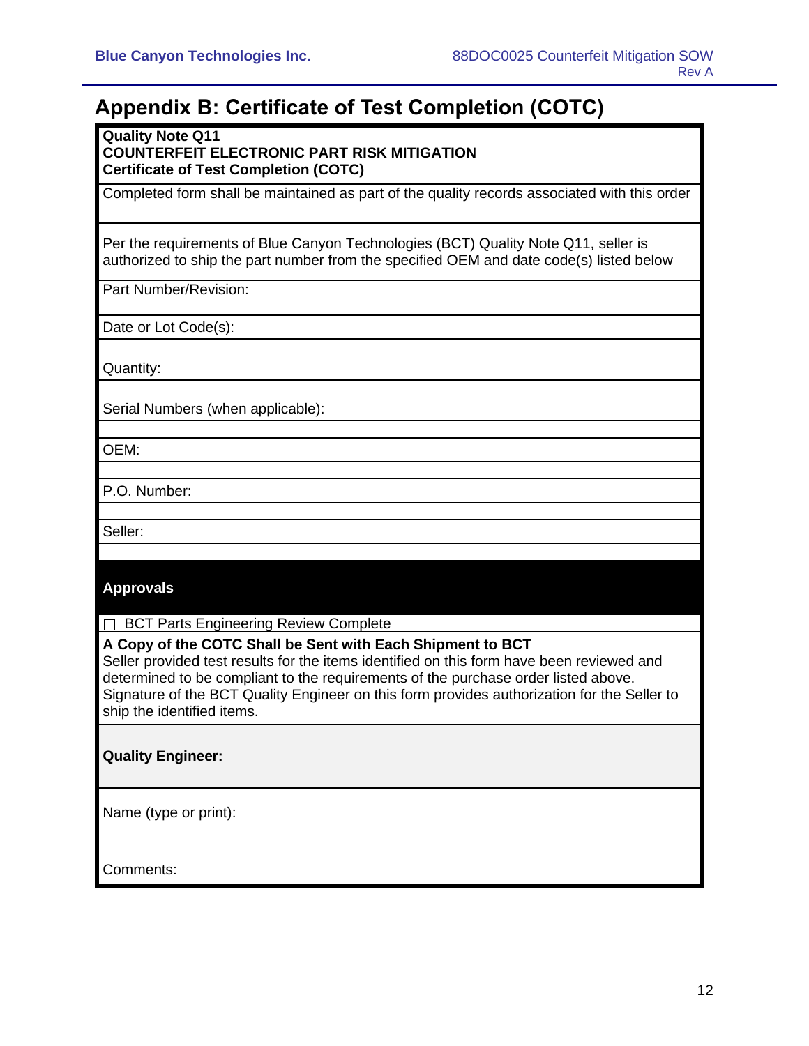# Appendix B: Certificate of Test Completion (COTC)

| |
|---|
| **Quality Note Q11**<br>**COUNTERFEIT ELECTRONIC PART RISK MITIGATION**<br>**Certificate of Test Completion (COTC)** |
| Completed form shall be maintained as part of the quality records associated with this order |
| Per the requirements of Blue Canyon Technologies (BCT) Quality Note Q11, seller is authorized to ship the part number from the specified OEM and date code(s) listed below |
| Part Number/Revision: |
| |
| Date or Lot Code(s): |
| |
| Quantity: |
| |
| Serial Numbers (when applicable): |
| |
| OEM: |
| |
| P.O. Number: |
| |
| Seller: |
| |
| **Approvals** |
| ☐ BCT Parts Engineering Review Complete |
| **A Copy of the COTC Shall be Sent with Each Shipment to BCT**<br>Seller provided test results for the items identified on this form have been reviewed and determined to be compliant to the requirements of the purchase order listed above. Signature of the BCT Quality Engineer on this form provides authorization for the Seller to ship the identified items. |
| **Quality Engineer:** |
| Name (type or print): |
| |
| Comments: |